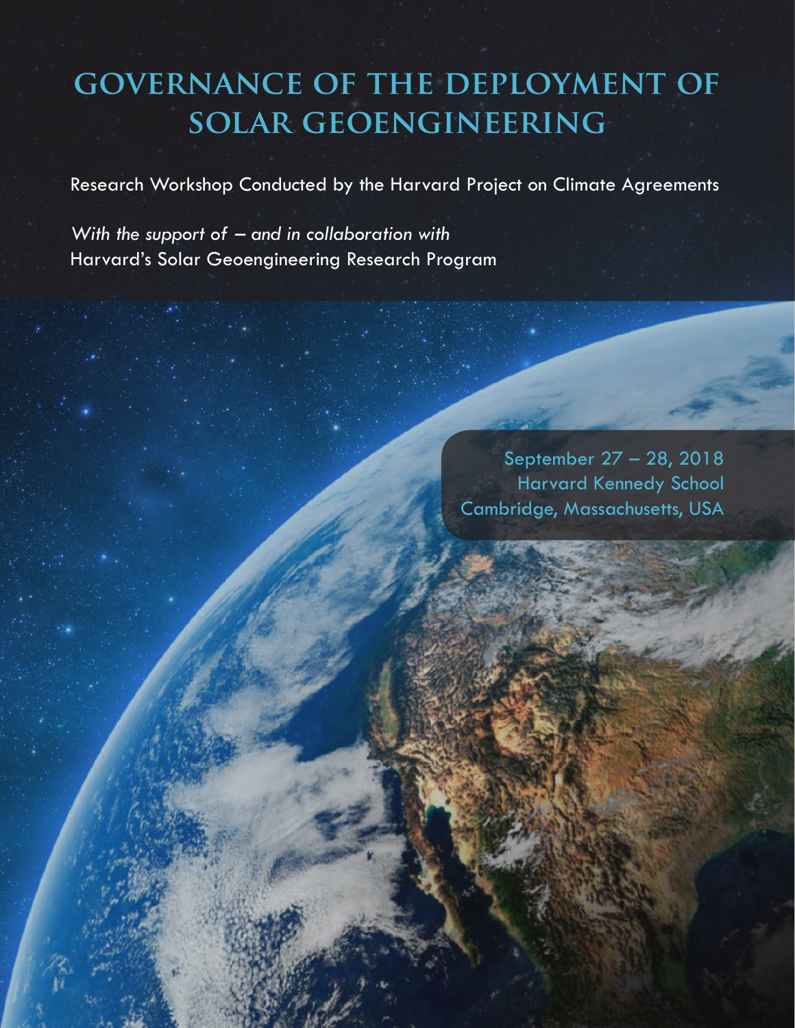# GOVERNANCE OF THE DEPLOYMENT OF SOLAR GEOENGINEERING

Research Workshop Conducted by the Harvard Project on Climate Agreements

*With the support of – and in collaboration with*
Harvard's Solar Geoengineering Research Program

September 27 – 28, 2018
Harvard Kennedy School
Cambridge, Massachusetts, USA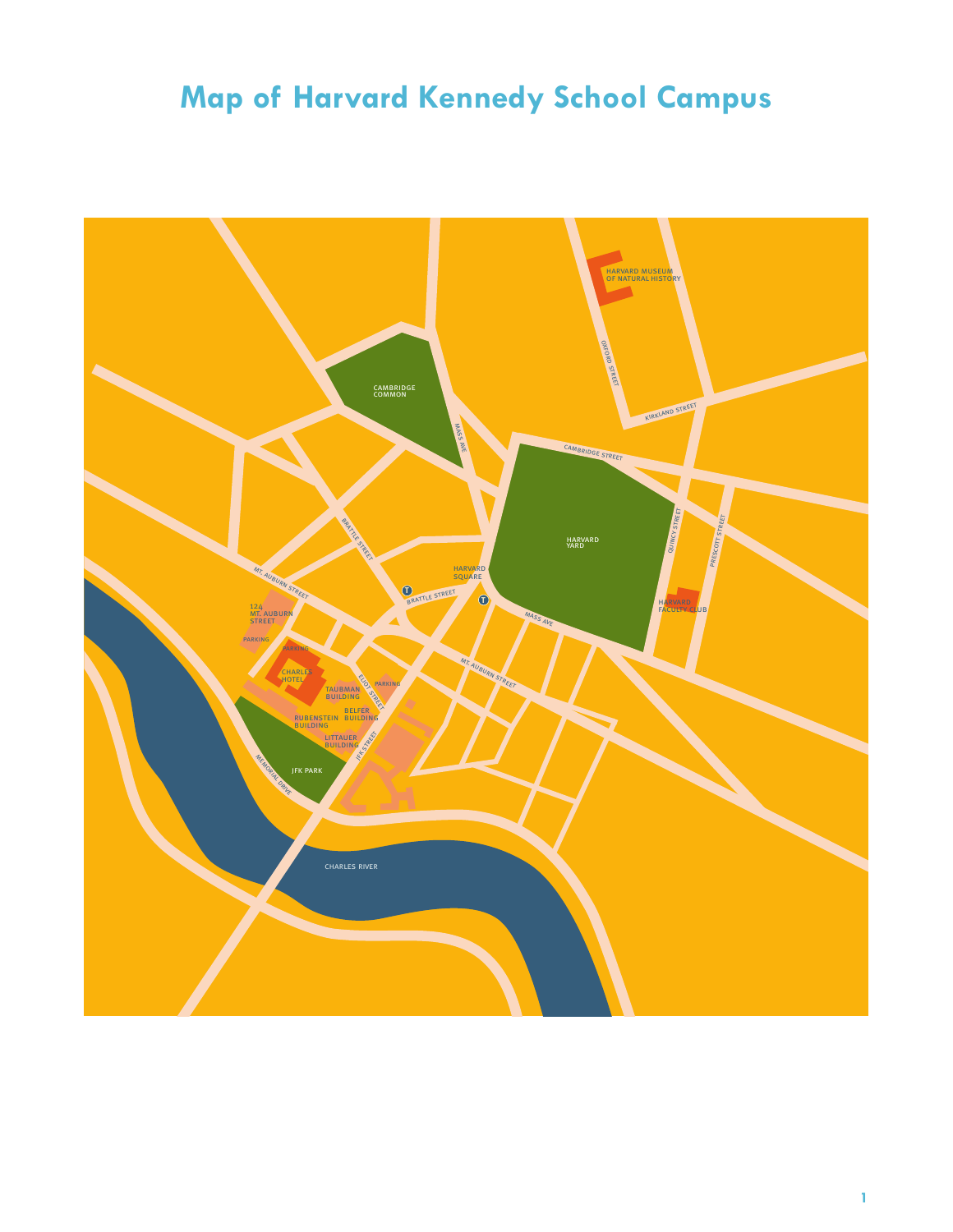# Map of Harvard Kennedy School Campus

HARVARD MUSEUM OF NATURAL HISTORY

OXFORD STREET

KIRKLAND STREET

CAMBRIDGE COMMON

MASS AVE

CAMBRIDGE STREET

HARVARD YARD

QUINCY STREET

PRESCOTT STREET

BRATTLE STREET

HARVARD SQUARE

HARVARD FACULTY CLUB

MT. AUBURN STREET

124 MT. AUBURN STREET

PARKING

BRATTLE STREET

MASS AVE

PARKING

CHARLES HOTEL

ELIOT STREET

PARKING

MT. AUBURN STREET

TAUBMAN BUILDING

BELFER BUILDING

RUBENSTEIN BUILDING

LITTAUER BUILDING

JFK STREET

MEMORIAL DRIVE

JFK PARK

CHARLES RIVER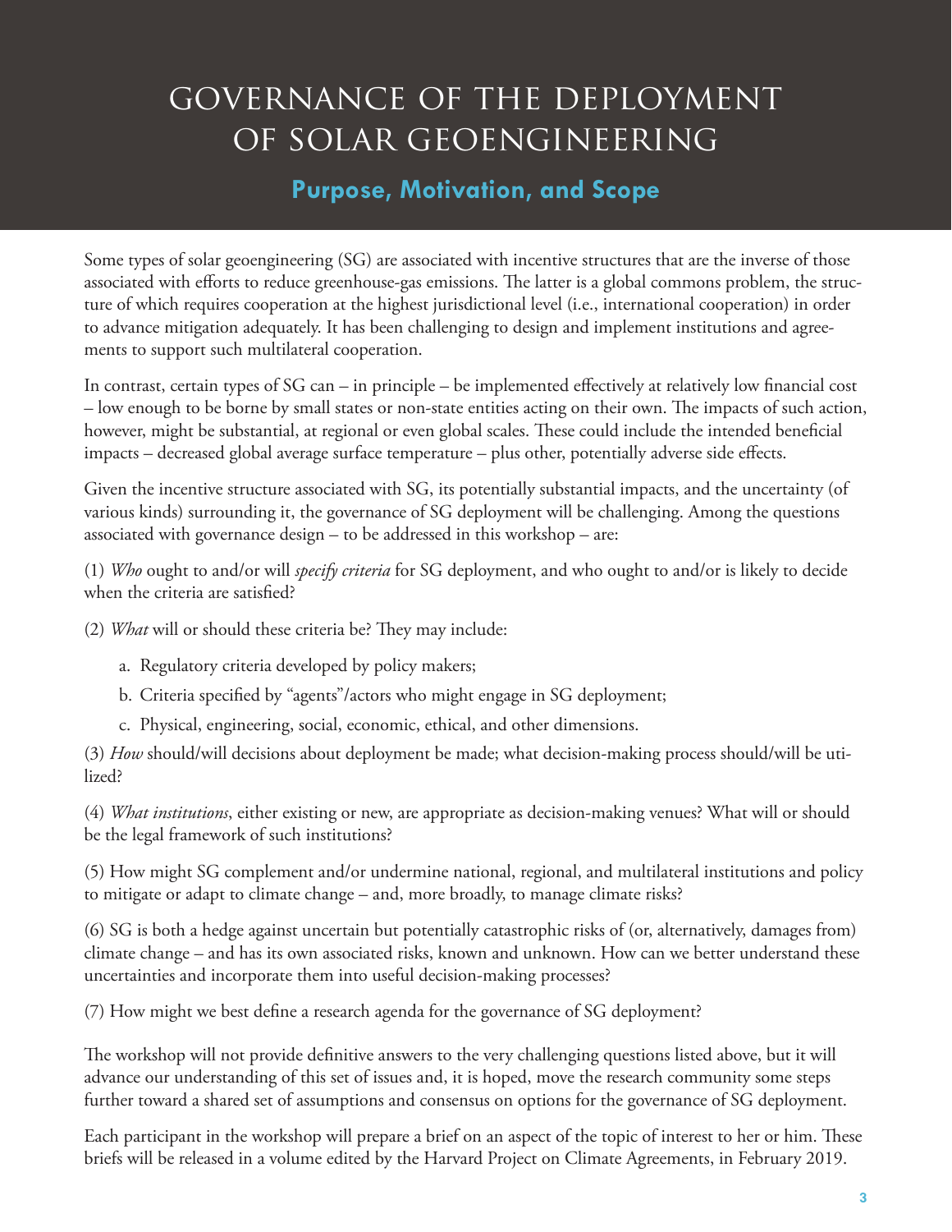# GOVERNANCE OF THE DEPLOYMENT OF SOLAR GEOENGINEERING

## Purpose, Motivation, and Scope

Some types of solar geoengineering (SG) are associated with incentive structures that are the inverse of those associated with efforts to reduce greenhouse-gas emissions. The latter is a global commons problem, the structure of which requires cooperation at the highest jurisdictional level (i.e., international cooperation) in order to advance mitigation adequately. It has been challenging to design and implement institutions and agreements to support such multilateral cooperation.

In contrast, certain types of SG can – in principle – be implemented effectively at relatively low financial cost – low enough to be borne by small states or non-state entities acting on their own. The impacts of such action, however, might be substantial, at regional or even global scales. These could include the intended beneficial impacts – decreased global average surface temperature – plus other, potentially adverse side effects.

Given the incentive structure associated with SG, its potentially substantial impacts, and the uncertainty (of various kinds) surrounding it, the governance of SG deployment will be challenging. Among the questions associated with governance design – to be addressed in this workshop – are:

(1) *Who* ought to and/or will *specify criteria* for SG deployment, and who ought to and/or is likely to decide when the criteria are satisfied?

(2) *What* will or should these criteria be? They may include:

a. Regulatory criteria developed by policy makers;

b. Criteria specified by "agents"/actors who might engage in SG deployment;

c. Physical, engineering, social, economic, ethical, and other dimensions.

(3) *How* should/will decisions about deployment be made; what decision-making process should/will be utilized?

(4) *What institutions*, either existing or new, are appropriate as decision-making venues? What will or should be the legal framework of such institutions?

(5) How might SG complement and/or undermine national, regional, and multilateral institutions and policy to mitigate or adapt to climate change – and, more broadly, to manage climate risks?

(6) SG is both a hedge against uncertain but potentially catastrophic risks of (or, alternatively, damages from) climate change – and has its own associated risks, known and unknown. How can we better understand these uncertainties and incorporate them into useful decision-making processes?

(7) How might we best define a research agenda for the governance of SG deployment?

The workshop will not provide definitive answers to the very challenging questions listed above, but it will advance our understanding of this set of issues and, it is hoped, move the research community some steps further toward a shared set of assumptions and consensus on options for the governance of SG deployment.

Each participant in the workshop will prepare a brief on an aspect of the topic of interest to her or him. These briefs will be released in a volume edited by the Harvard Project on Climate Agreements, in February 2019.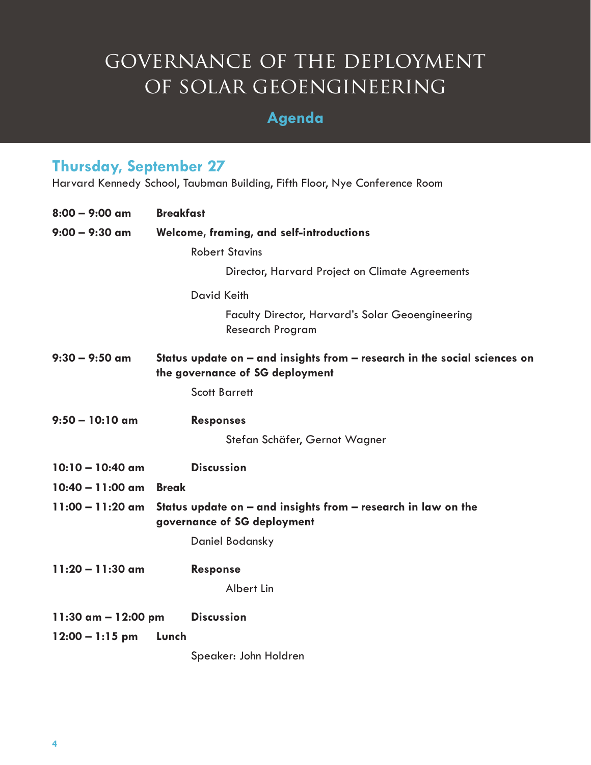# GOVERNANCE OF THE DEPLOYMENT OF SOLAR GEOENGINEERING

## Agenda

### Thursday, September 27

Harvard Kennedy School, Taubman Building, Fifth Floor, Nye Conference Room

**8:00 – 9:00 am** **Breakfast**

**9:00 – 9:30 am** **Welcome, framing, and self-introductions**

Robert Stavins

Director, Harvard Project on Climate Agreements

David Keith

Faculty Director, Harvard's Solar Geoengineering Research Program

**9:30 – 9:50 am** **Status update on – and insights from – research in the social sciences on the governance of SG deployment**

Scott Barrett

**9:50 – 10:10 am** **Responses**

Stefan Schäfer, Gernot Wagner

**10:10 – 10:40 am** **Discussion**

**10:40 – 11:00 am** **Break**

**11:00 – 11:20 am** **Status update on – and insights from – research in law on the governance of SG deployment**

Daniel Bodansky

**11:20 – 11:30 am** **Response**

Albert Lin

**11:30 am – 12:00 pm** **Discussion**

**12:00 – 1:15 pm** **Lunch**

Speaker: John Holdren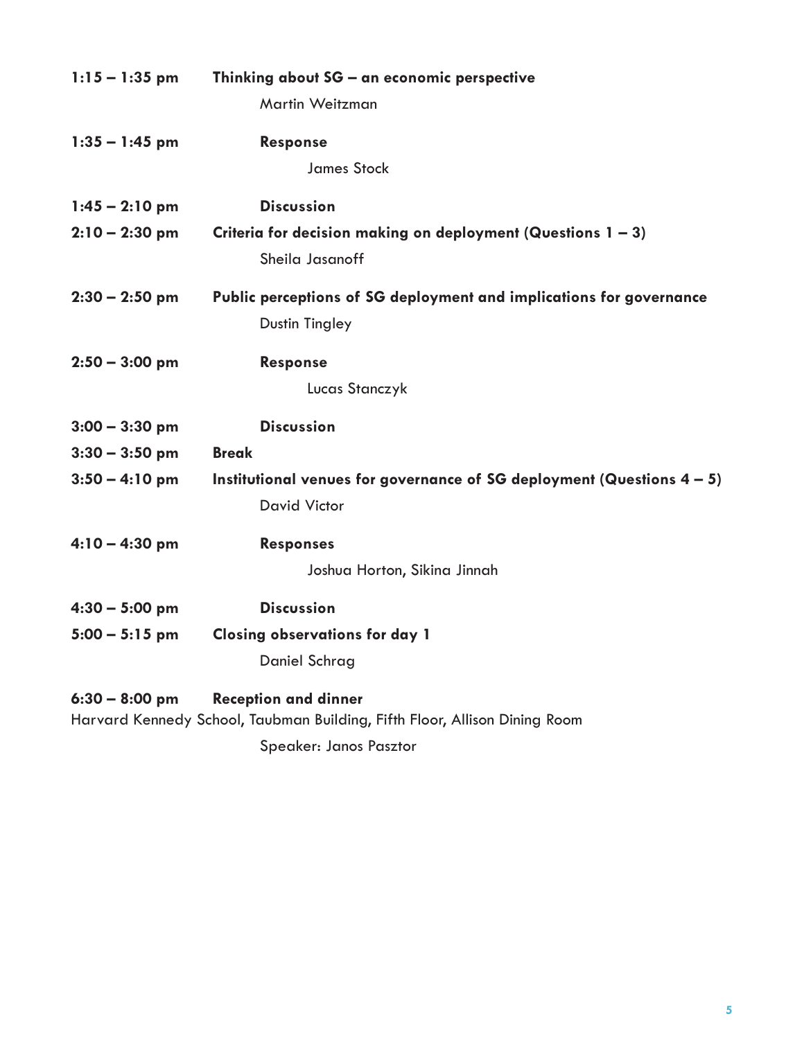**1:15 – 1:35 pm** **Thinking about SG – an economic perspective**
Martin Weitzman

**1:35 – 1:45 pm** **Response**
James Stock

**1:45 – 2:10 pm** **Discussion**

**2:10 – 2:30 pm** **Criteria for decision making on deployment (Questions 1 – 3)**
Sheila Jasanoff

**2:30 – 2:50 pm** **Public perceptions of SG deployment and implications for governance**
Dustin Tingley

**2:50 – 3:00 pm** **Response**
Lucas Stanczyk

**3:00 – 3:30 pm** **Discussion**

**3:30 – 3:50 pm** **Break**

**3:50 – 4:10 pm** **Institutional venues for governance of SG deployment (Questions 4 – 5)**
David Victor

**4:10 – 4:30 pm** **Responses**
Joshua Horton, Sikina Jinnah

**4:30 – 5:00 pm** **Discussion**

**5:00 – 5:15 pm** **Closing observations for day 1**
Daniel Schrag

**6:30 – 8:00 pm** **Reception and dinner**
Harvard Kennedy School, Taubman Building, Fifth Floor, Allison Dining Room
Speaker: Janos Pasztor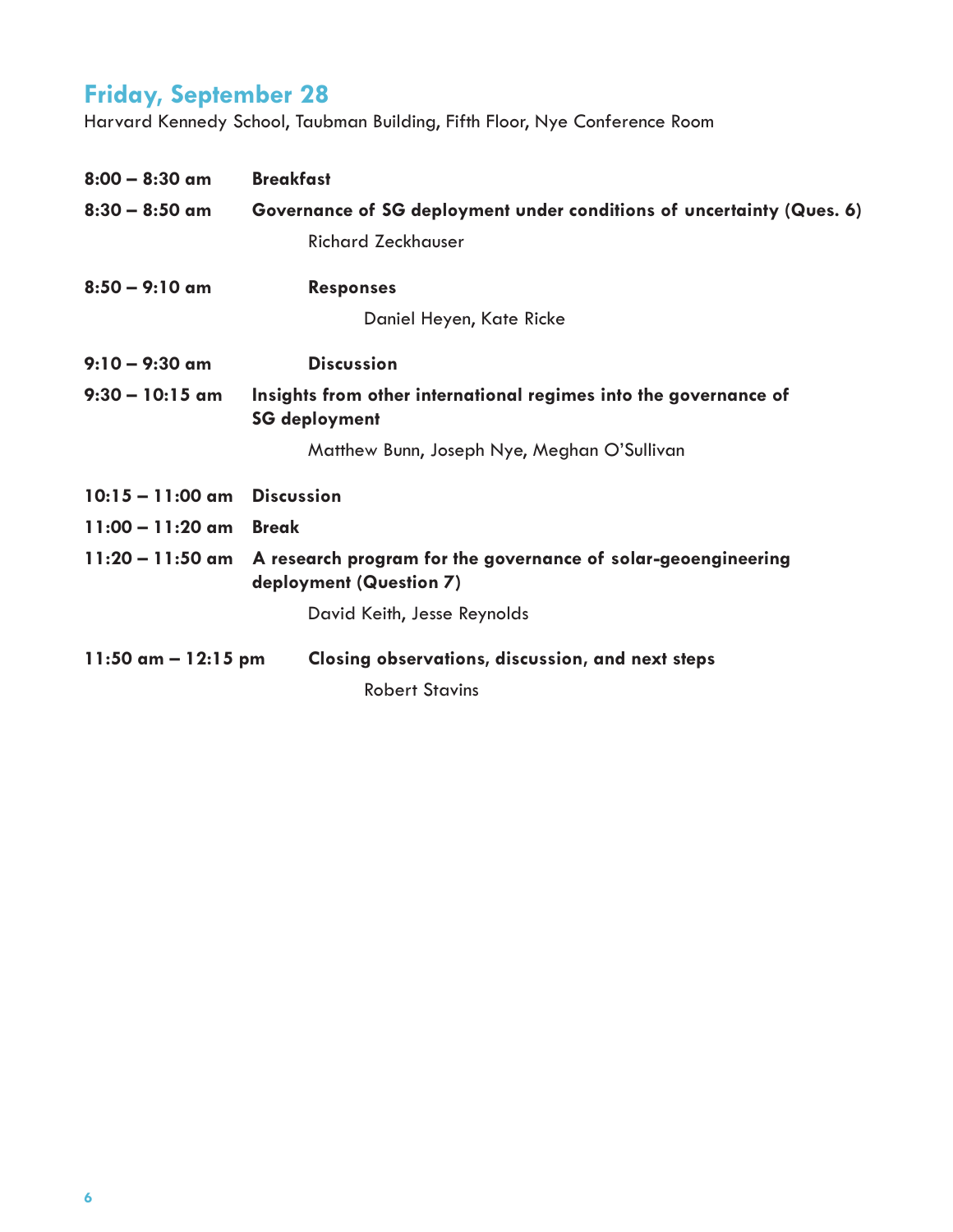## Friday, September 28

Harvard Kennedy School, Taubman Building, Fifth Floor, Nye Conference Room

**8:00 – 8:30 am** **Breakfast**

**8:30 – 8:50 am** **Governance of SG deployment under conditions of uncertainty (Ques. 6)**

Richard Zeckhauser

**8:50 – 9:10 am** **Responses**

Daniel Heyen, Kate Ricke

**9:10 – 9:30 am** **Discussion**

**9:30 – 10:15 am** **Insights from other international regimes into the governance of SG deployment**

Matthew Bunn, Joseph Nye, Meghan O'Sullivan

**10:15 – 11:00 am** **Discussion**

**11:00 – 11:20 am** **Break**

**11:20 – 11:50 am** **A research program for the governance of solar-geoengineering deployment (Question 7)**

David Keith, Jesse Reynolds

**11:50 am – 12:15 pm** **Closing observations, discussion, and next steps**

Robert Stavins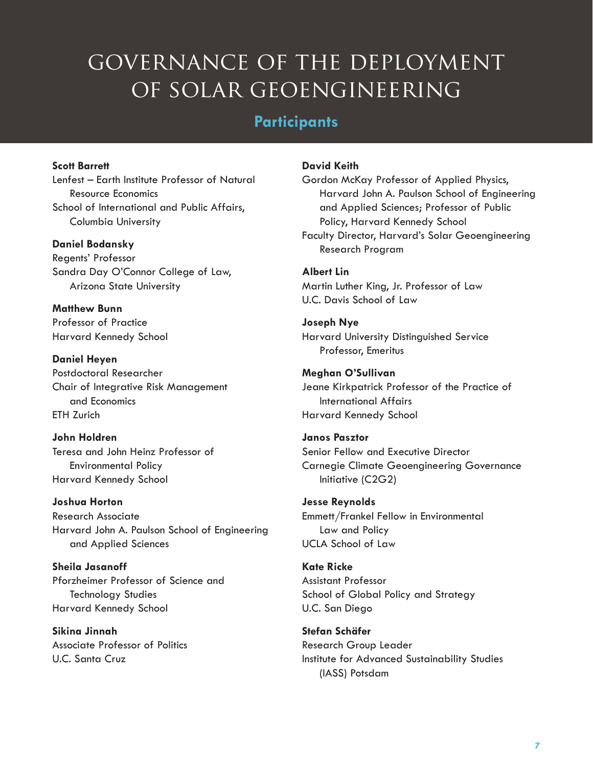# GOVERNANCE OF THE DEPLOYMENT OF SOLAR GEOENGINEERING

## Participants

**Scott Barrett**
Lenfest – Earth Institute Professor of Natural Resource Economics
School of International and Public Affairs, Columbia University

**Daniel Bodansky**
Regents' Professor
Sandra Day O'Connor College of Law, Arizona State University

**Matthew Bunn**
Professor of Practice
Harvard Kennedy School

**Daniel Heyen**
Postdoctoral Researcher
Chair of Integrative Risk Management and Economics
ETH Zurich

**John Holdren**
Teresa and John Heinz Professor of Environmental Policy
Harvard Kennedy School

**Joshua Horton**
Research Associate
Harvard John A. Paulson School of Engineering and Applied Sciences

**Sheila Jasanoff**
Pforzheimer Professor of Science and Technology Studies
Harvard Kennedy School

**Sikina Jinnah**
Associate Professor of Politics
U.C. Santa Cruz

**David Keith**
Gordon McKay Professor of Applied Physics, Harvard John A. Paulson School of Engineering and Applied Sciences; Professor of Public Policy, Harvard Kennedy School
Faculty Director, Harvard's Solar Geoengineering Research Program

**Albert Lin**
Martin Luther King, Jr. Professor of Law
U.C. Davis School of Law

**Joseph Nye**
Harvard University Distinguished Service Professor, Emeritus

**Meghan O'Sullivan**
Jeane Kirkpatrick Professor of the Practice of International Affairs
Harvard Kennedy School

**Janos Pasztor**
Senior Fellow and Executive Director
Carnegie Climate Geoengineering Governance Initiative (C2G2)

**Jesse Reynolds**
Emmett/Frankel Fellow in Environmental Law and Policy
UCLA School of Law

**Kate Ricke**
Assistant Professor
School of Global Policy and Strategy
U.C. San Diego

**Stefan Schäfer**
Research Group Leader
Institute for Advanced Sustainability Studies (IASS) Potsdam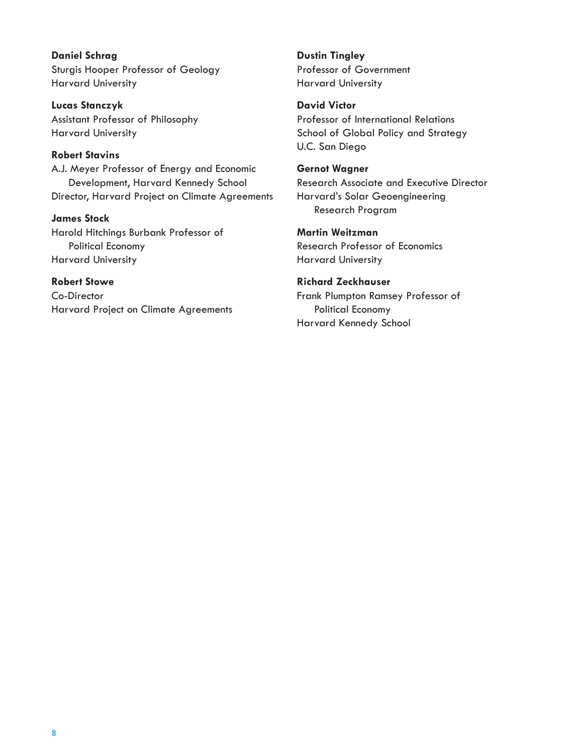**Daniel Schrag**
Sturgis Hooper Professor of Geology
Harvard University

**Lucas Stanczyk**
Assistant Professor of Philosophy
Harvard University

**Robert Stavins**
A.J. Meyer Professor of Energy and Economic Development, Harvard Kennedy School
Director, Harvard Project on Climate Agreements

**James Stock**
Harold Hitchings Burbank Professor of Political Economy
Harvard University

**Robert Stowe**
Co-Director
Harvard Project on Climate Agreements

**Dustin Tingley**
Professor of Government
Harvard University

**David Victor**
Professor of International Relations
School of Global Policy and Strategy
U.C. San Diego

**Gernot Wagner**
Research Associate and Executive Director
Harvard's Solar Geoengineering Research Program

**Martin Weitzman**
Research Professor of Economics
Harvard University

**Richard Zeckhauser**
Frank Plumpton Ramsey Professor of Political Economy
Harvard Kennedy School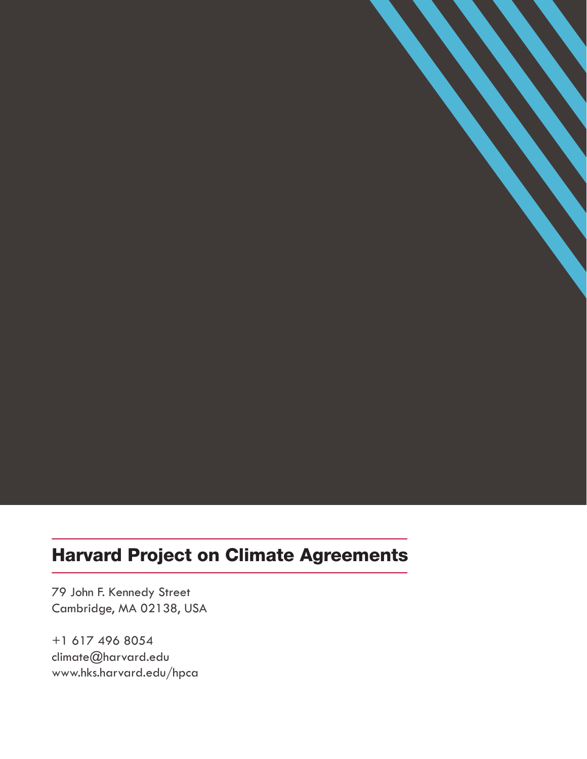## Harvard Project on Climate Agreements

79 John F. Kennedy Street
Cambridge, MA 02138, USA

+1 617 496 8054
climate@harvard.edu
www.hks.harvard.edu/hpca